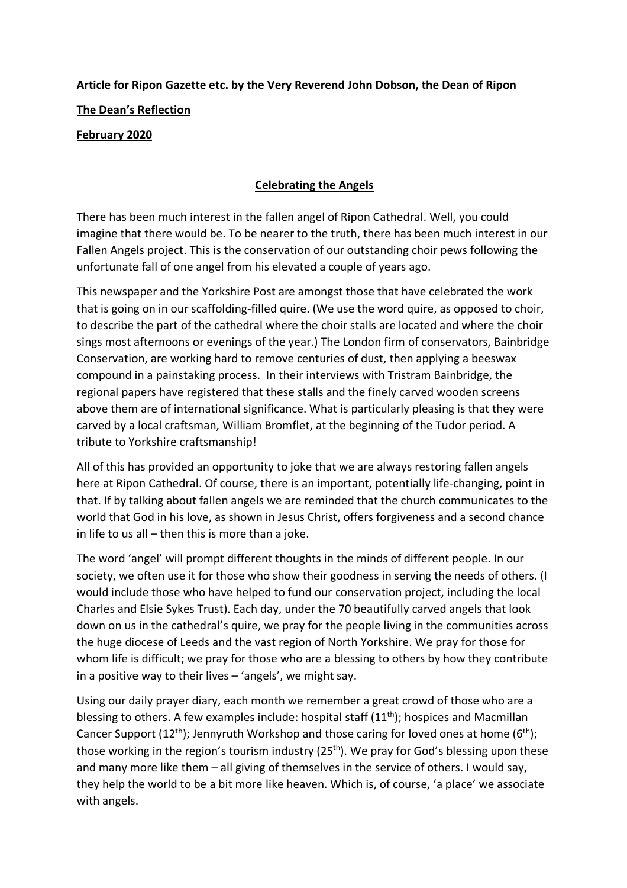**Article for Ripon Gazette etc. by the Very Reverend John Dobson, the Dean of Ripon**

**The Dean's Reflection**

**February 2020**

**Celebrating the Angels**

There has been much interest in the fallen angel of Ripon Cathedral. Well, you could imagine that there would be. To be nearer to the truth, there has been much interest in our Fallen Angels project. This is the conservation of our outstanding choir pews following the unfortunate fall of one angel from his elevated a couple of years ago.

This newspaper and the Yorkshire Post are amongst those that have celebrated the work that is going on in our scaffolding-filled quire. (We use the word quire, as opposed to choir, to describe the part of the cathedral where the choir stalls are located and where the choir sings most afternoons or evenings of the year.) The London firm of conservators, Bainbridge Conservation, are working hard to remove centuries of dust, then applying a beeswax compound in a painstaking process. In their interviews with Tristram Bainbridge, the regional papers have registered that these stalls and the finely carved wooden screens above them are of international significance. What is particularly pleasing is that they were carved by a local craftsman, William Bromflet, at the beginning of the Tudor period. A tribute to Yorkshire craftsmanship!

All of this has provided an opportunity to joke that we are always restoring fallen angels here at Ripon Cathedral. Of course, there is an important, potentially life-changing, point in that. If by talking about fallen angels we are reminded that the church communicates to the world that God in his love, as shown in Jesus Christ, offers forgiveness and a second chance in life to us all – then this is more than a joke.

The word 'angel' will prompt different thoughts in the minds of different people. In our society, we often use it for those who show their goodness in serving the needs of others. (I would include those who have helped to fund our conservation project, including the local Charles and Elsie Sykes Trust). Each day, under the 70 beautifully carved angels that look down on us in the cathedral's quire, we pray for the people living in the communities across the huge diocese of Leeds and the vast region of North Yorkshire. We pray for those for whom life is difficult; we pray for those who are a blessing to others by how they contribute in a positive way to their lives – 'angels', we might say.

Using our daily prayer diary, each month we remember a great crowd of those who are a blessing to others. A few examples include: hospital staff (11th); hospices and Macmillan Cancer Support (12th); Jennyruth Workshop and those caring for loved ones at home (6th); those working in the region's tourism industry (25th). We pray for God's blessing upon these and many more like them – all giving of themselves in the service of others. I would say, they help the world to be a bit more like heaven. Which is, of course, 'a place' we associate with angels.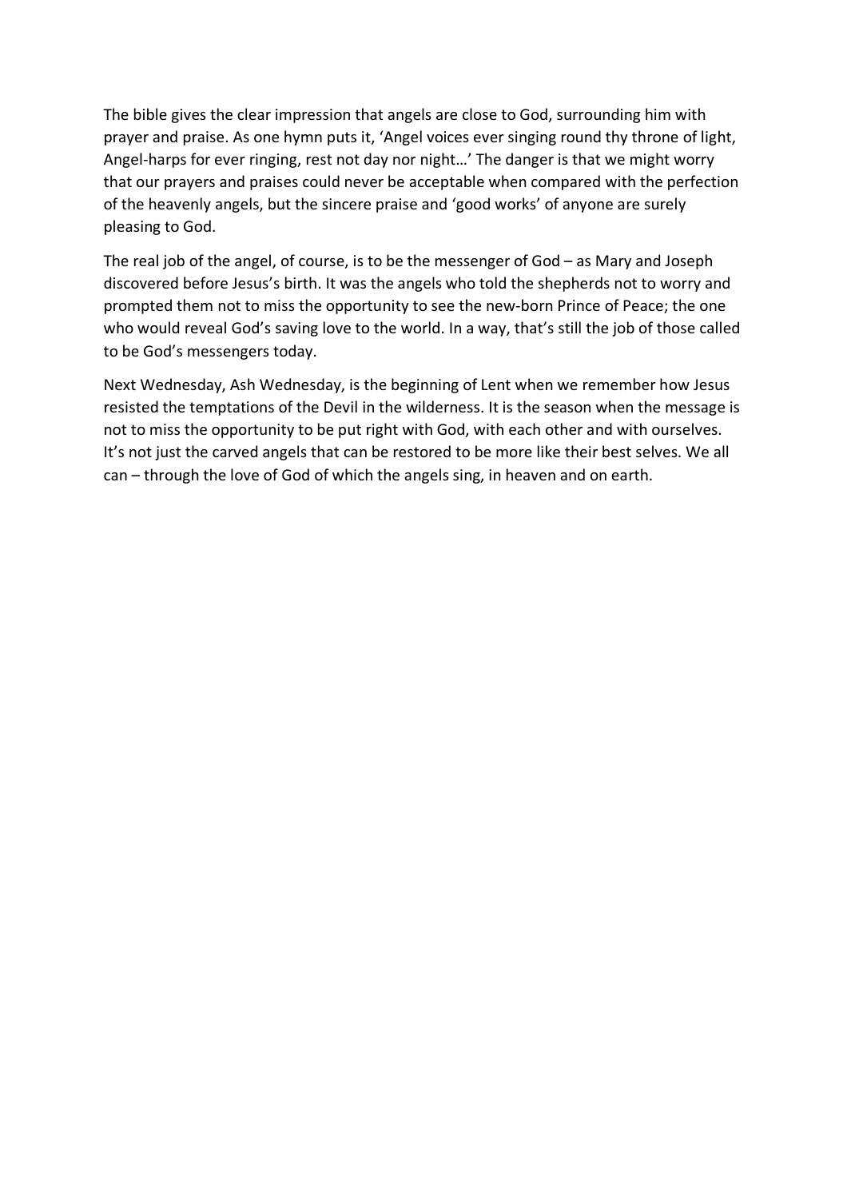The bible gives the clear impression that angels are close to God, surrounding him with prayer and praise. As one hymn puts it, 'Angel voices ever singing round thy throne of light, Angel-harps for ever ringing, rest not day nor night…' The danger is that we might worry that our prayers and praises could never be acceptable when compared with the perfection of the heavenly angels, but the sincere praise and 'good works' of anyone are surely pleasing to God.

The real job of the angel, of course, is to be the messenger of God – as Mary and Joseph discovered before Jesus's birth. It was the angels who told the shepherds not to worry and prompted them not to miss the opportunity to see the new-born Prince of Peace; the one who would reveal God's saving love to the world. In a way, that's still the job of those called to be God's messengers today.

Next Wednesday, Ash Wednesday, is the beginning of Lent when we remember how Jesus resisted the temptations of the Devil in the wilderness. It is the season when the message is not to miss the opportunity to be put right with God, with each other and with ourselves. It's not just the carved angels that can be restored to be more like their best selves. We all can – through the love of God of which the angels sing, in heaven and on earth.